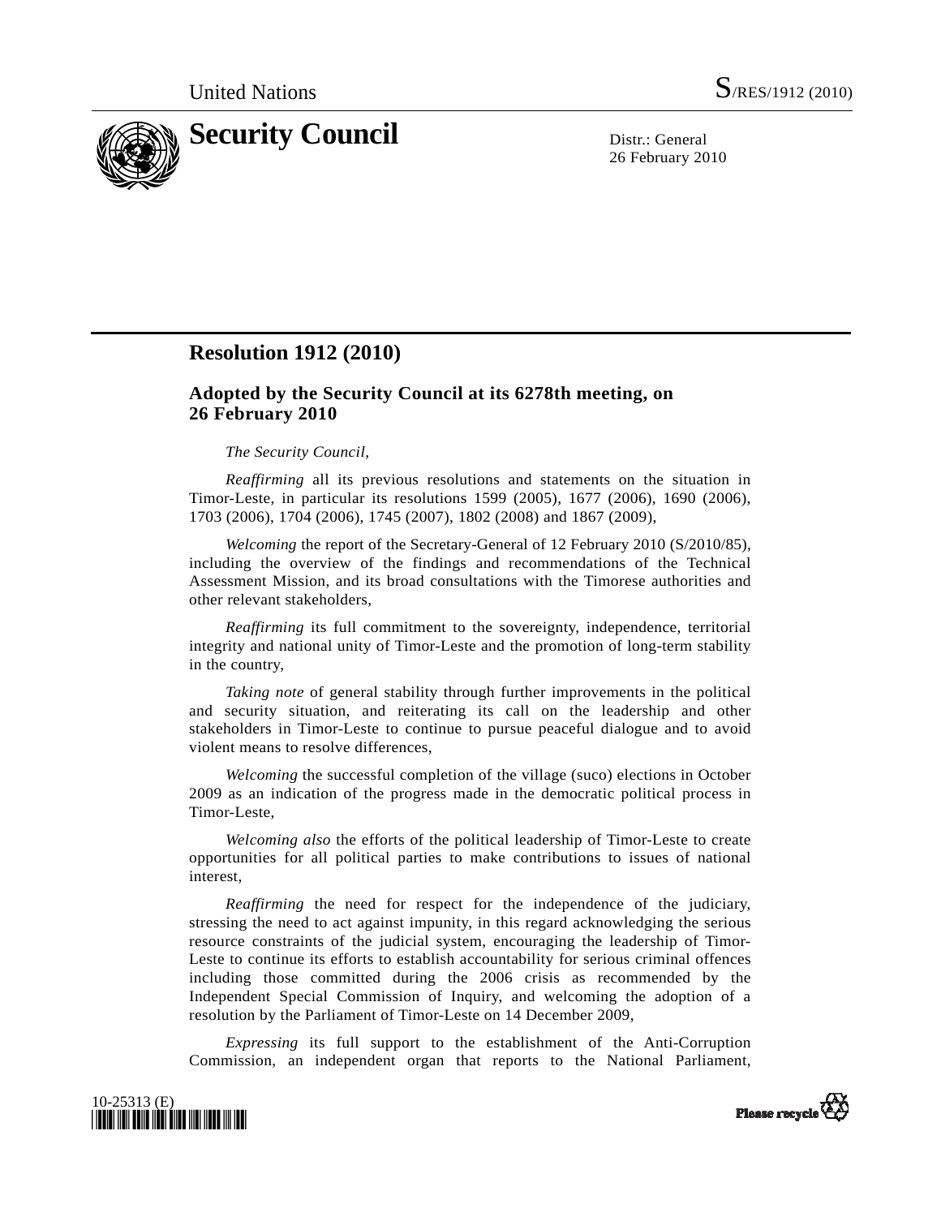United Nations S/RES/1912 (2010)

# Security Council

Distr.: General
26 February 2010

## Resolution 1912 (2010)

### Adopted by the Security Council at its 6278th meeting, on 26 February 2010

*The Security Council*,

*Reaffirming* all its previous resolutions and statements on the situation in Timor-Leste, in particular its resolutions 1599 (2005), 1677 (2006), 1690 (2006), 1703 (2006), 1704 (2006), 1745 (2007), 1802 (2008) and 1867 (2009),

*Welcoming* the report of the Secretary-General of 12 February 2010 (S/2010/85), including the overview of the findings and recommendations of the Technical Assessment Mission, and its broad consultations with the Timorese authorities and other relevant stakeholders,

*Reaffirming* its full commitment to the sovereignty, independence, territorial integrity and national unity of Timor-Leste and the promotion of long-term stability in the country,

*Taking note* of general stability through further improvements in the political and security situation, and reiterating its call on the leadership and other stakeholders in Timor-Leste to continue to pursue peaceful dialogue and to avoid violent means to resolve differences,

*Welcoming* the successful completion of the village (suco) elections in October 2009 as an indication of the progress made in the democratic political process in Timor-Leste,

*Welcoming also* the efforts of the political leadership of Timor-Leste to create opportunities for all political parties to make contributions to issues of national interest,

*Reaffirming* the need for respect for the independence of the judiciary, stressing the need to act against impunity, in this regard acknowledging the serious resource constraints of the judicial system, encouraging the leadership of Timor-Leste to continue its efforts to establish accountability for serious criminal offences including those committed during the 2006 crisis as recommended by the Independent Special Commission of Inquiry, and welcoming the adoption of a resolution by the Parliament of Timor-Leste on 14 December 2009,

*Expressing* its full support to the establishment of the Anti-Corruption Commission, an independent organ that reports to the National Parliament,

10-25313 (E)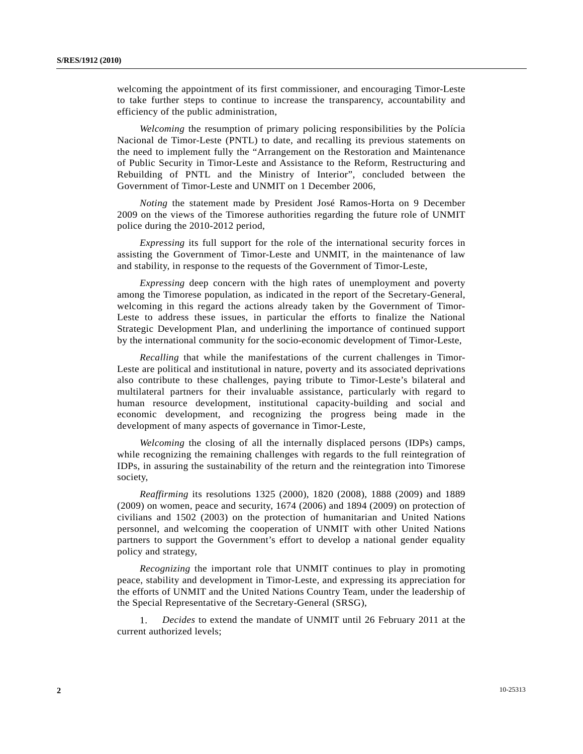welcoming the appointment of its first commissioner, and encouraging Timor-Leste to take further steps to continue to increase the transparency, accountability and efficiency of the public administration,

*Welcoming* the resumption of primary policing responsibilities by the Polícia Nacional de Timor-Leste (PNTL) to date, and recalling its previous statements on the need to implement fully the "Arrangement on the Restoration and Maintenance of Public Security in Timor-Leste and Assistance to the Reform, Restructuring and Rebuilding of PNTL and the Ministry of Interior", concluded between the Government of Timor-Leste and UNMIT on 1 December 2006,

*Noting* the statement made by President José Ramos-Horta on 9 December 2009 on the views of the Timorese authorities regarding the future role of UNMIT police during the 2010-2012 period,

*Expressing* its full support for the role of the international security forces in assisting the Government of Timor-Leste and UNMIT, in the maintenance of law and stability, in response to the requests of the Government of Timor-Leste,

*Expressing* deep concern with the high rates of unemployment and poverty among the Timorese population, as indicated in the report of the Secretary-General, welcoming in this regard the actions already taken by the Government of Timor-Leste to address these issues, in particular the efforts to finalize the National Strategic Development Plan, and underlining the importance of continued support by the international community for the socio-economic development of Timor-Leste,

*Recalling* that while the manifestations of the current challenges in Timor-Leste are political and institutional in nature, poverty and its associated deprivations also contribute to these challenges, paying tribute to Timor-Leste's bilateral and multilateral partners for their invaluable assistance, particularly with regard to human resource development, institutional capacity-building and social and economic development, and recognizing the progress being made in the development of many aspects of governance in Timor-Leste,

*Welcoming* the closing of all the internally displaced persons (IDPs) camps, while recognizing the remaining challenges with regards to the full reintegration of IDPs, in assuring the sustainability of the return and the reintegration into Timorese society,

*Reaffirming* its resolutions 1325 (2000), 1820 (2008), 1888 (2009) and 1889 (2009) on women, peace and security, 1674 (2006) and 1894 (2009) on protection of civilians and 1502 (2003) on the protection of humanitarian and United Nations personnel, and welcoming the cooperation of UNMIT with other United Nations partners to support the Government's effort to develop a national gender equality policy and strategy,

*Recognizing* the important role that UNMIT continues to play in promoting peace, stability and development in Timor-Leste, and expressing its appreciation for the efforts of UNMIT and the United Nations Country Team, under the leadership of the Special Representative of the Secretary-General (SRSG),

1. *Decides* to extend the mandate of UNMIT until 26 February 2011 at the current authorized levels;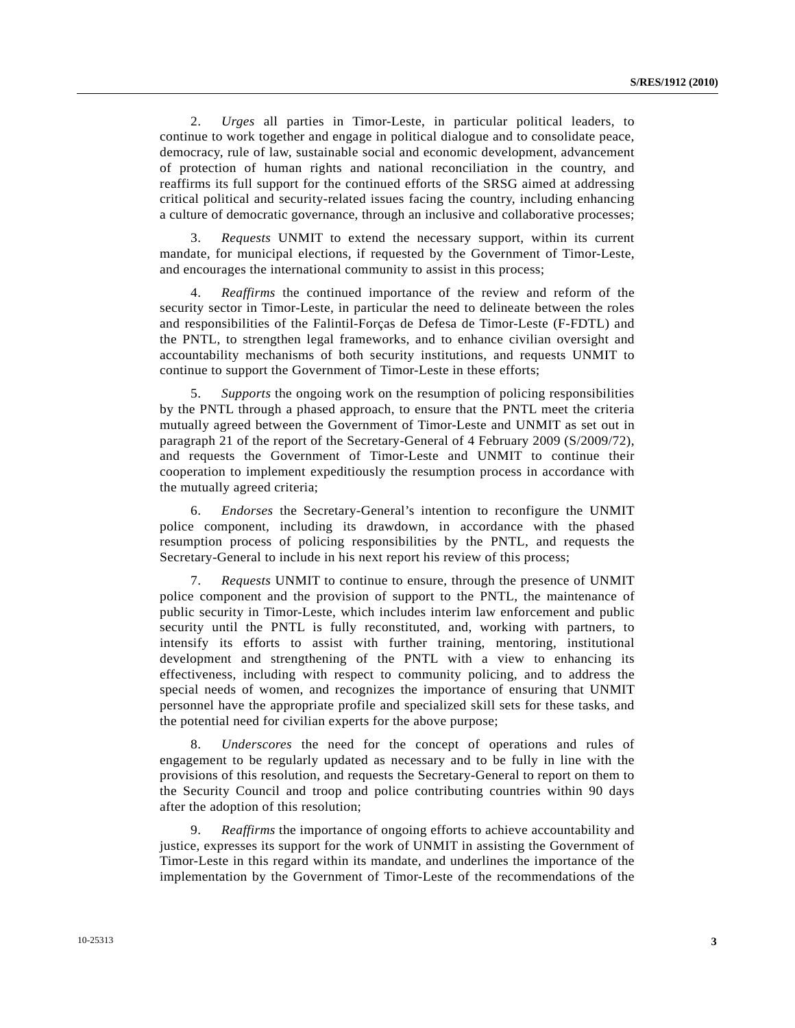2. *Urges* all parties in Timor-Leste, in particular political leaders, to continue to work together and engage in political dialogue and to consolidate peace, democracy, rule of law, sustainable social and economic development, advancement of protection of human rights and national reconciliation in the country, and reaffirms its full support for the continued efforts of the SRSG aimed at addressing critical political and security-related issues facing the country, including enhancing a culture of democratic governance, through an inclusive and collaborative processes;

3. *Requests* UNMIT to extend the necessary support, within its current mandate, for municipal elections, if requested by the Government of Timor-Leste, and encourages the international community to assist in this process;

4. *Reaffirms* the continued importance of the review and reform of the security sector in Timor-Leste, in particular the need to delineate between the roles and responsibilities of the Falintil-Forças de Defesa de Timor-Leste (F-FDTL) and the PNTL, to strengthen legal frameworks, and to enhance civilian oversight and accountability mechanisms of both security institutions, and requests UNMIT to continue to support the Government of Timor-Leste in these efforts;

5. *Supports* the ongoing work on the resumption of policing responsibilities by the PNTL through a phased approach, to ensure that the PNTL meet the criteria mutually agreed between the Government of Timor-Leste and UNMIT as set out in paragraph 21 of the report of the Secretary-General of 4 February 2009 (S/2009/72), and requests the Government of Timor-Leste and UNMIT to continue their cooperation to implement expeditiously the resumption process in accordance with the mutually agreed criteria;

6. *Endorses* the Secretary-General's intention to reconfigure the UNMIT police component, including its drawdown, in accordance with the phased resumption process of policing responsibilities by the PNTL, and requests the Secretary-General to include in his next report his review of this process;

7. *Requests* UNMIT to continue to ensure, through the presence of UNMIT police component and the provision of support to the PNTL, the maintenance of public security in Timor-Leste, which includes interim law enforcement and public security until the PNTL is fully reconstituted, and, working with partners, to intensify its efforts to assist with further training, mentoring, institutional development and strengthening of the PNTL with a view to enhancing its effectiveness, including with respect to community policing, and to address the special needs of women, and recognizes the importance of ensuring that UNMIT personnel have the appropriate profile and specialized skill sets for these tasks, and the potential need for civilian experts for the above purpose;

8. *Underscores* the need for the concept of operations and rules of engagement to be regularly updated as necessary and to be fully in line with the provisions of this resolution, and requests the Secretary-General to report on them to the Security Council and troop and police contributing countries within 90 days after the adoption of this resolution;

9. *Reaffirms* the importance of ongoing efforts to achieve accountability and justice, expresses its support for the work of UNMIT in assisting the Government of Timor-Leste in this regard within its mandate, and underlines the importance of the implementation by the Government of Timor-Leste of the recommendations of the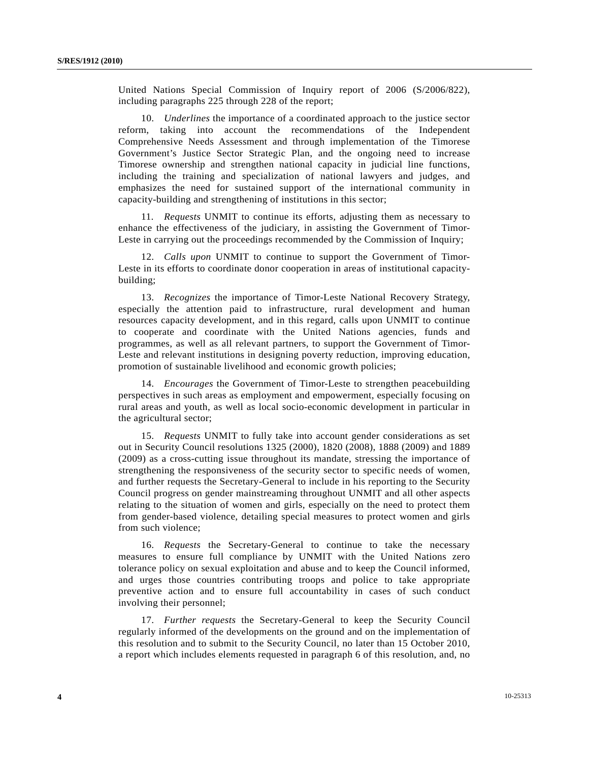United Nations Special Commission of Inquiry report of 2006 (S/2006/822), including paragraphs 225 through 228 of the report;

10. *Underlines* the importance of a coordinated approach to the justice sector reform, taking into account the recommendations of the Independent Comprehensive Needs Assessment and through implementation of the Timorese Government's Justice Sector Strategic Plan, and the ongoing need to increase Timorese ownership and strengthen national capacity in judicial line functions, including the training and specialization of national lawyers and judges, and emphasizes the need for sustained support of the international community in capacity-building and strengthening of institutions in this sector;

11. *Requests* UNMIT to continue its efforts, adjusting them as necessary to enhance the effectiveness of the judiciary, in assisting the Government of Timor-Leste in carrying out the proceedings recommended by the Commission of Inquiry;

12. *Calls upon* UNMIT to continue to support the Government of Timor-Leste in its efforts to coordinate donor cooperation in areas of institutional capacity-building;

13. *Recognizes* the importance of Timor-Leste National Recovery Strategy, especially the attention paid to infrastructure, rural development and human resources capacity development, and in this regard, calls upon UNMIT to continue to cooperate and coordinate with the United Nations agencies, funds and programmes, as well as all relevant partners, to support the Government of Timor-Leste and relevant institutions in designing poverty reduction, improving education, promotion of sustainable livelihood and economic growth policies;

14. *Encourages* the Government of Timor-Leste to strengthen peacebuilding perspectives in such areas as employment and empowerment, especially focusing on rural areas and youth, as well as local socio-economic development in particular in the agricultural sector;

15. *Requests* UNMIT to fully take into account gender considerations as set out in Security Council resolutions 1325 (2000), 1820 (2008), 1888 (2009) and 1889 (2009) as a cross-cutting issue throughout its mandate, stressing the importance of strengthening the responsiveness of the security sector to specific needs of women, and further requests the Secretary-General to include in his reporting to the Security Council progress on gender mainstreaming throughout UNMIT and all other aspects relating to the situation of women and girls, especially on the need to protect them from gender-based violence, detailing special measures to protect women and girls from such violence;

16. *Requests* the Secretary-General to continue to take the necessary measures to ensure full compliance by UNMIT with the United Nations zero tolerance policy on sexual exploitation and abuse and to keep the Council informed, and urges those countries contributing troops and police to take appropriate preventive action and to ensure full accountability in cases of such conduct involving their personnel;

17. *Further requests* the Secretary-General to keep the Security Council regularly informed of the developments on the ground and on the implementation of this resolution and to submit to the Security Council, no later than 15 October 2010, a report which includes elements requested in paragraph 6 of this resolution, and, no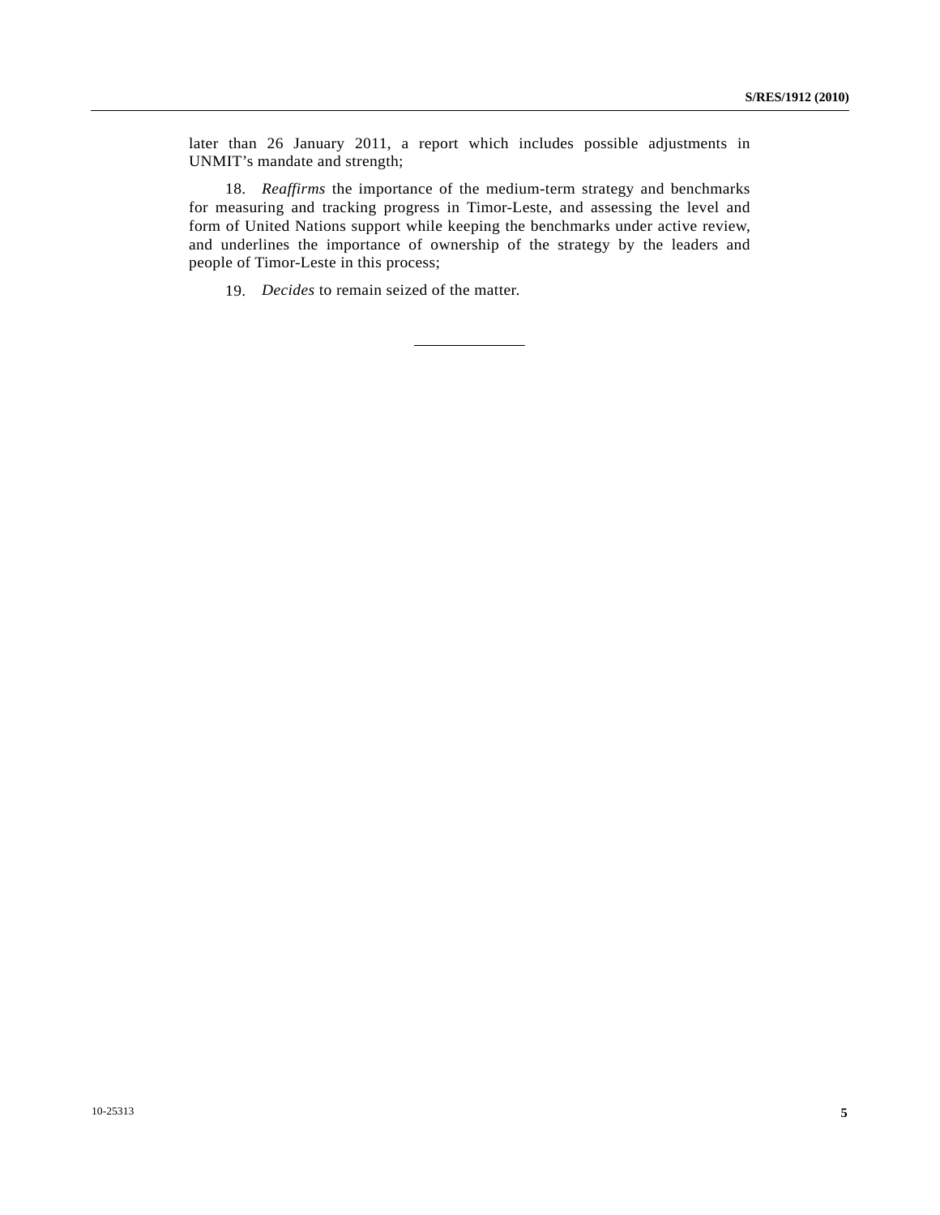later than 26 January 2011, a report which includes possible adjustments in UNMIT's mandate and strength;

18. *Reaffirms* the importance of the medium-term strategy and benchmarks for measuring and tracking progress in Timor-Leste, and assessing the level and form of United Nations support while keeping the benchmarks under active review, and underlines the importance of ownership of the strategy by the leaders and people of Timor-Leste in this process;

19. *Decides* to remain seized of the matter.